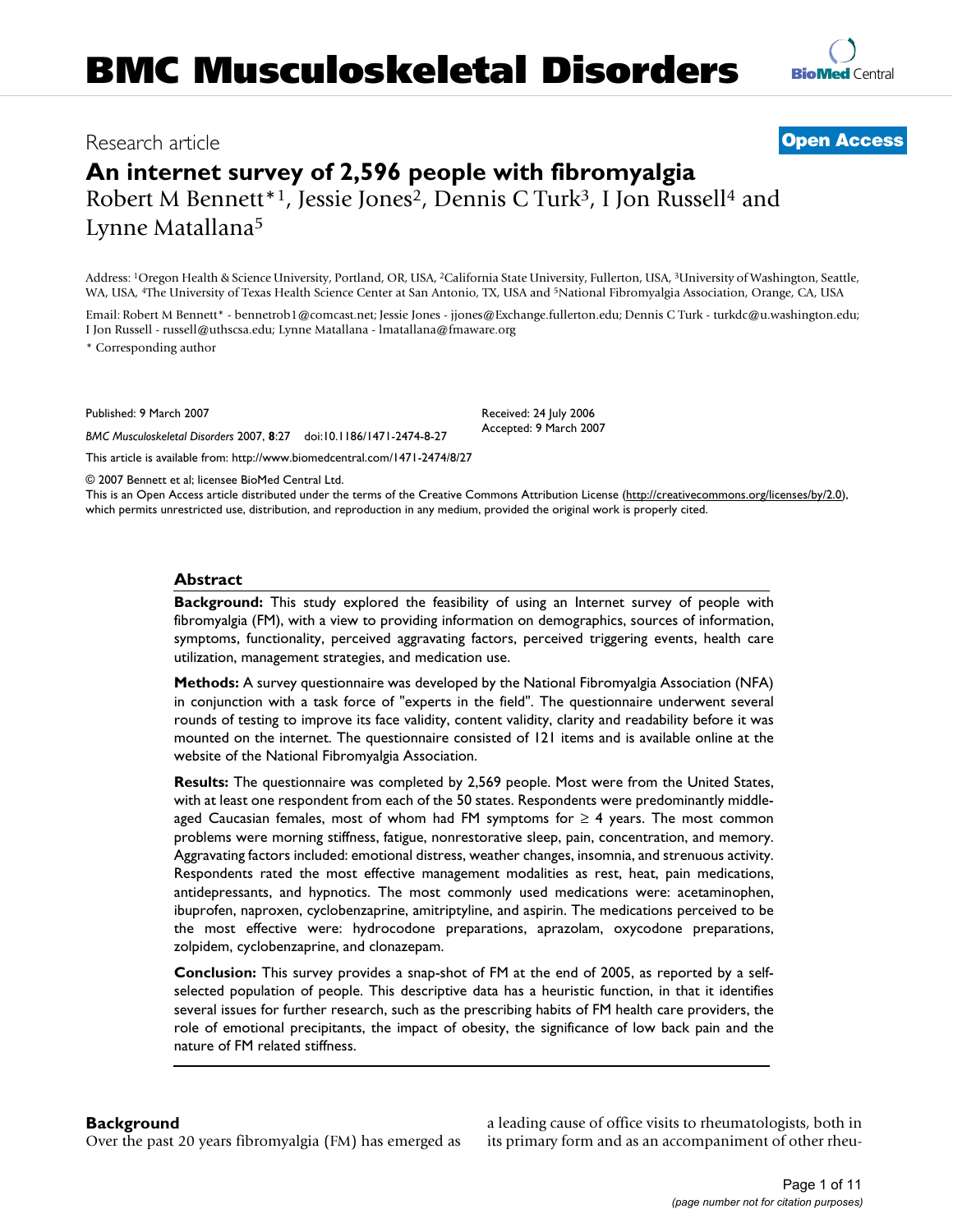# BMC Musculoskeletal Disorders

Research article

**Open Access**

# An internet survey of 2,596 people with fibromyalgia

Robert M Bennett*[1], Jessie Jones[2], Dennis C Turk[3], I Jon Russell[4] and Lynne Matallana[5]

Address: [1]Oregon Health & Science University, Portland, OR, USA, [2]California State University, Fullerton, USA, [3]University of Washington, Seattle, WA, USA, [4]The University of Texas Health Science Center at San Antonio, TX, USA and [5]National Fibromyalgia Association, Orange, CA, USA

Email: Robert M Bennett* - bennetrob1@comcast.net; Jessie Jones - jjones@Exchange.fullerton.edu; Dennis C Turk - turkdc@u.washington.edu; I Jon Russell - russell@uthscsa.edu; Lynne Matallana - lmatallana@fmaware.org

\* Corresponding author

Published: 9 March 2007

*BMC Musculoskeletal Disorders* 2007, **8**:27 doi:10.1186/1471-2474-8-27

Received: 24 July 2006
Accepted: 9 March 2007

This article is available from: http://www.biomedcentral.com/1471-2474/8/27

© 2007 Bennett et al; licensee BioMed Central Ltd.
This is an Open Access article distributed under the terms of the Creative Commons Attribution License (http://creativecommons.org/licenses/by/2.0), which permits unrestricted use, distribution, and reproduction in any medium, provided the original work is properly cited.

## Abstract

**Background:** This study explored the feasibility of using an Internet survey of people with fibromyalgia (FM), with a view to providing information on demographics, sources of information, symptoms, functionality, perceived aggravating factors, perceived triggering events, health care utilization, management strategies, and medication use.

**Methods:** A survey questionnaire was developed by the National Fibromyalgia Association (NFA) in conjunction with a task force of "experts in the field". The questionnaire underwent several rounds of testing to improve its face validity, content validity, clarity and readability before it was mounted on the internet. The questionnaire consisted of 121 items and is available online at the website of the National Fibromyalgia Association.

**Results:** The questionnaire was completed by 2,569 people. Most were from the United States, with at least one respondent from each of the 50 states. Respondents were predominantly middle-aged Caucasian females, most of whom had FM symptoms for ≥ 4 years. The most common problems were morning stiffness, fatigue, nonrestorative sleep, pain, concentration, and memory. Aggravating factors included: emotional distress, weather changes, insomnia, and strenuous activity. Respondents rated the most effective management modalities as rest, heat, pain medications, antidepressants, and hypnotics. The most commonly used medications were: acetaminophen, ibuprofen, naproxen, cyclobenzaprine, amitriptyline, and aspirin. The medications perceived to be the most effective were: hydrocodone preparations, aprazolam, oxycodone preparations, zolpidem, cyclobenzaprine, and clonazepam.

**Conclusion:** This survey provides a snap-shot of FM at the end of 2005, as reported by a self-selected population of people. This descriptive data has a heuristic function, in that it identifies several issues for further research, such as the prescribing habits of FM health care providers, the role of emotional precipitants, the impact of obesity, the significance of low back pain and the nature of FM related stiffness.

## Background

Over the past 20 years fibromyalgia (FM) has emerged as a leading cause of office visits to rheumatologists, both in its primary form and as an accompaniment of other rheu-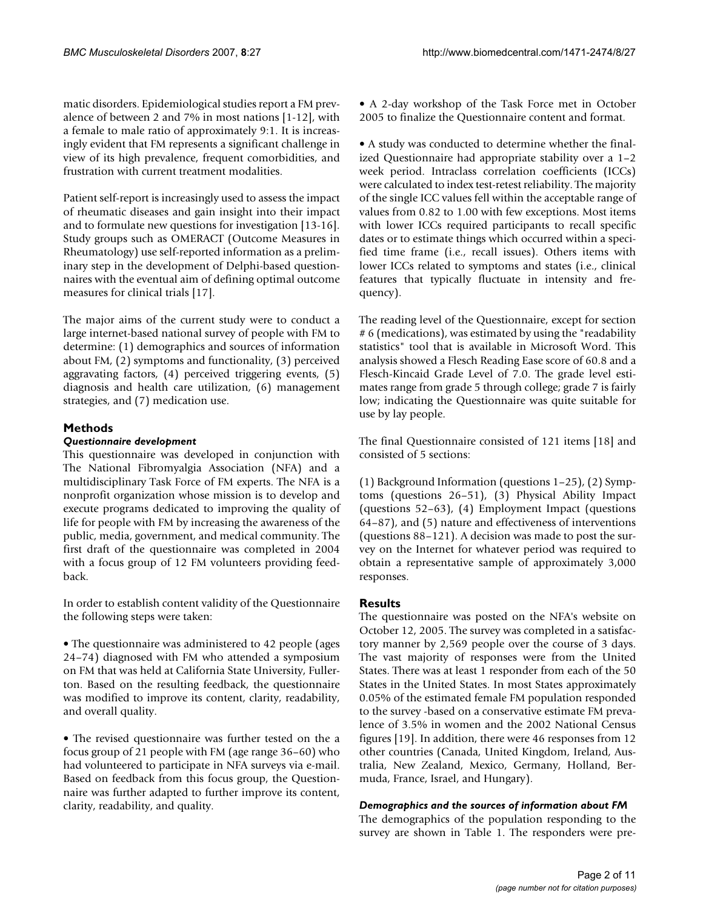matic disorders. Epidemiological studies report a FM prevalence of between 2 and 7% in most nations [1-12], with a female to male ratio of approximately 9:1. It is increasingly evident that FM represents a significant challenge in view of its high prevalence, frequent comorbidities, and frustration with current treatment modalities.

Patient self-report is increasingly used to assess the impact of rheumatic diseases and gain insight into their impact and to formulate new questions for investigation [13-16]. Study groups such as OMERACT (Outcome Measures in Rheumatology) use self-reported information as a preliminary step in the development of Delphi-based questionnaires with the eventual aim of defining optimal outcome measures for clinical trials [17].

The major aims of the current study were to conduct a large internet-based national survey of people with FM to determine: (1) demographics and sources of information about FM, (2) symptoms and functionality, (3) perceived aggravating factors, (4) perceived triggering events, (5) diagnosis and health care utilization, (6) management strategies, and (7) medication use.

## Methods

### *Questionnaire development*

This questionnaire was developed in conjunction with The National Fibromyalgia Association (NFA) and a multidisciplinary Task Force of FM experts. The NFA is a nonprofit organization whose mission is to develop and execute programs dedicated to improving the quality of life for people with FM by increasing the awareness of the public, media, government, and medical community. The first draft of the questionnaire was completed in 2004 with a focus group of 12 FM volunteers providing feedback.

In order to establish content validity of the Questionnaire the following steps were taken:

• The questionnaire was administered to 42 people (ages 24–74) diagnosed with FM who attended a symposium on FM that was held at California State University, Fullerton. Based on the resulting feedback, the questionnaire was modified to improve its content, clarity, readability, and overall quality.

• The revised questionnaire was further tested on the a focus group of 21 people with FM (age range 36–60) who had volunteered to participate in NFA surveys via e-mail. Based on feedback from this focus group, the Questionnaire was further adapted to further improve its content, clarity, readability, and quality.

• A 2-day workshop of the Task Force met in October 2005 to finalize the Questionnaire content and format.

• A study was conducted to determine whether the finalized Questionnaire had appropriate stability over a 1–2 week period. Intraclass correlation coefficients (ICCs) were calculated to index test-retest reliability. The majority of the single ICC values fell within the acceptable range of values from 0.82 to 1.00 with few exceptions. Most items with lower ICCs required participants to recall specific dates or to estimate things which occurred within a specified time frame (i.e., recall issues). Others items with lower ICCs related to symptoms and states (i.e., clinical features that typically fluctuate in intensity and frequency).

The reading level of the Questionnaire, except for section # 6 (medications), was estimated by using the "readability statistics" tool that is available in Microsoft Word. This analysis showed a Flesch Reading Ease score of 60.8 and a Flesch-Kincaid Grade Level of 7.0. The grade level estimates range from grade 5 through college; grade 7 is fairly low; indicating the Questionnaire was quite suitable for use by lay people.

The final Questionnaire consisted of 121 items [18] and consisted of 5 sections:

(1) Background Information (questions 1–25), (2) Symptoms (questions 26–51), (3) Physical Ability Impact (questions 52–63), (4) Employment Impact (questions 64–87), and (5) nature and effectiveness of interventions (questions 88–121). A decision was made to post the survey on the Internet for whatever period was required to obtain a representative sample of approximately 3,000 responses.

## Results

The questionnaire was posted on the NFA's website on October 12, 2005. The survey was completed in a satisfactory manner by 2,569 people over the course of 3 days. The vast majority of responses were from the United States. There was at least 1 responder from each of the 50 States in the United States. In most States approximately 0.05% of the estimated female FM population responded to the survey -based on a conservative estimate FM prevalence of 3.5% in women and the 2002 National Census figures [19]. In addition, there were 46 responses from 12 other countries (Canada, United Kingdom, Ireland, Australia, New Zealand, Mexico, Germany, Holland, Bermuda, France, Israel, and Hungary).

### *Demographics and the sources of information about FM*

The demographics of the population responding to the survey are shown in Table 1. The responders were pre-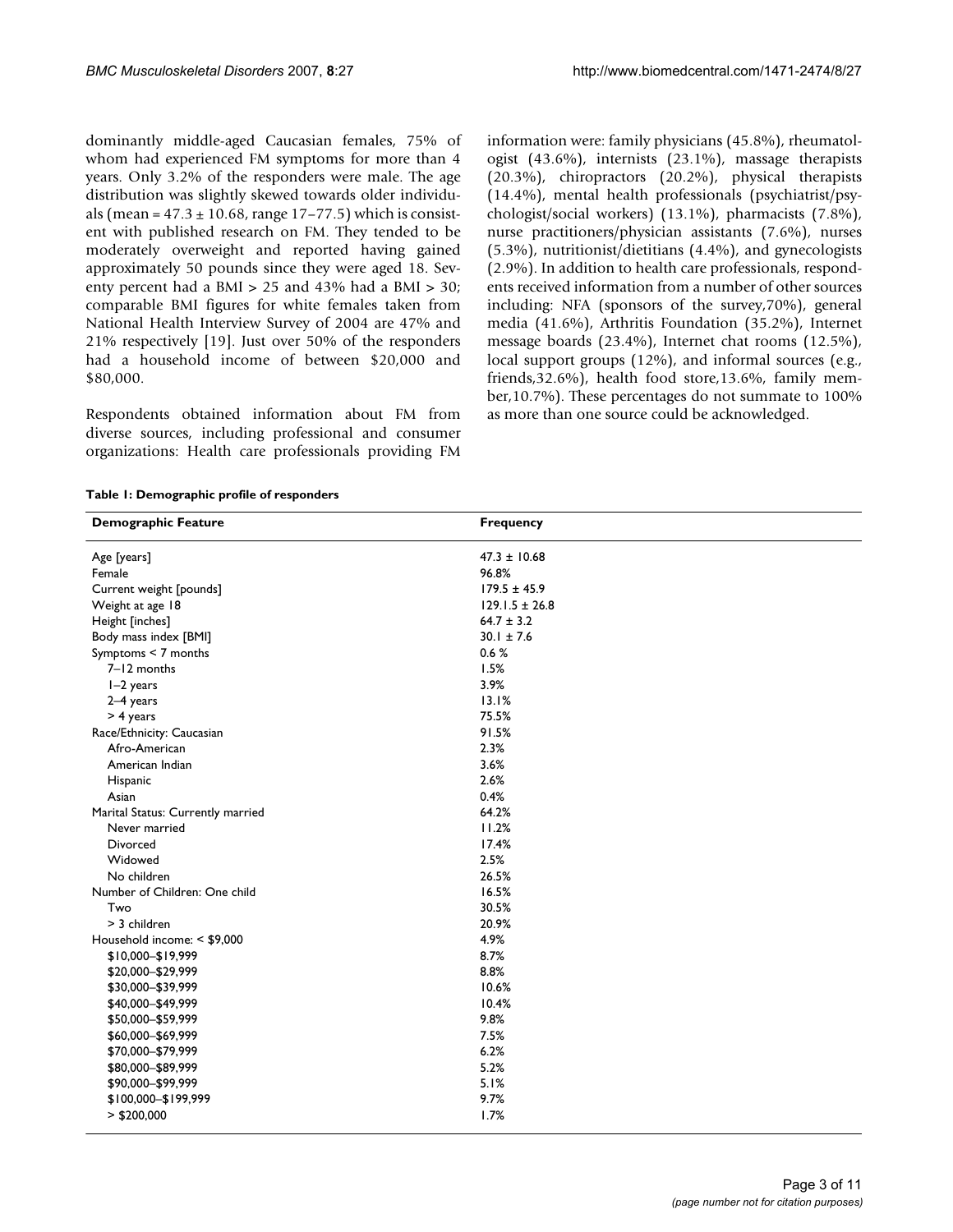dominantly middle-aged Caucasian females, 75% of whom had experienced FM symptoms for more than 4 years. Only 3.2% of the responders were male. The age distribution was slightly skewed towards older individuals (mean = 47.3 ± 10.68, range 17–77.5) which is consistent with published research on FM. They tended to be moderately overweight and reported having gained approximately 50 pounds since they were aged 18. Seventy percent had a BMI > 25 and 43% had a BMI > 30; comparable BMI figures for white females taken from National Health Interview Survey of 2004 are 47% and 21% respectively [19]. Just over 50% of the responders had a household income of between $20,000 and $80,000.

Respondents obtained information about FM from diverse sources, including professional and consumer organizations: Health care professionals providing FM information were: family physicians (45.8%), rheumatologist (43.6%), internists (23.1%), massage therapists (20.3%), chiropractors (20.2%), physical therapists (14.4%), mental health professionals (psychiatrist/psychologist/social workers) (13.1%), pharmacists (7.8%), nurse practitioners/physician assistants (7.6%), nurses (5.3%), nutritionist/dietitians (4.4%), and gynecologists (2.9%). In addition to health care professionals, respondents received information from a number of other sources including: NFA (sponsors of the survey,70%), general media (41.6%), Arthritis Foundation (35.2%), Internet message boards (23.4%), Internet chat rooms (12.5%), local support groups (12%), and informal sources (e.g., friends,32.6%), health food store,13.6%, family member,10.7%). These percentages do not summate to 100% as more than one source could be acknowledged.

**Table 1: Demographic profile of responders**

| Demographic Feature | Frequency |
|---|---|
| Age [years] | 47.3 ± 10.68 |
| Female | 96.8% |
| Current weight [pounds] | 179.5 ± 45.9 |
| Weight at age 18 | 129.1.5 ± 26.8 |
| Height [inches] | 64.7 ± 3.2 |
| Body mass index [BMI] | 30.1 ± 7.6 |
| Symptoms < 7 months | 0.6 % |
| 7–12 months | 1.5% |
| 1–2 years | 3.9% |
| 2–4 years | 13.1% |
| > 4 years | 75.5% |
| Race/Ethnicity: Caucasian | 91.5% |
| Afro-American | 2.3% |
| American Indian | 3.6% |
| Hispanic | 2.6% |
| Asian | 0.4% |
| Marital Status: Currently married | 64.2% |
| Never married | 11.2% |
| Divorced | 17.4% |
| Widowed | 2.5% |
| No children | 26.5% |
| Number of Children: One child | 16.5% |
| Two | 30.5% |
| > 3 children | 20.9% |
| Household income: < $9,000 | 4.9% |
| $10,000–$19,999 | 8.7% |
| $20,000–$29,999 | 8.8% |
| $30,000–$39,999 | 10.6% |
| $40,000–$49,999 | 10.4% |
| $50,000–$59,999 | 9.8% |
| $60,000–$69,999 | 7.5% |
| $70,000–$79,999 | 6.2% |
| $80,000–$89,999 | 5.2% |
| $90,000–$99,999 | 5.1% |
| $100,000–$199,999 | 9.7% |
| > $200,000 | 1.7% |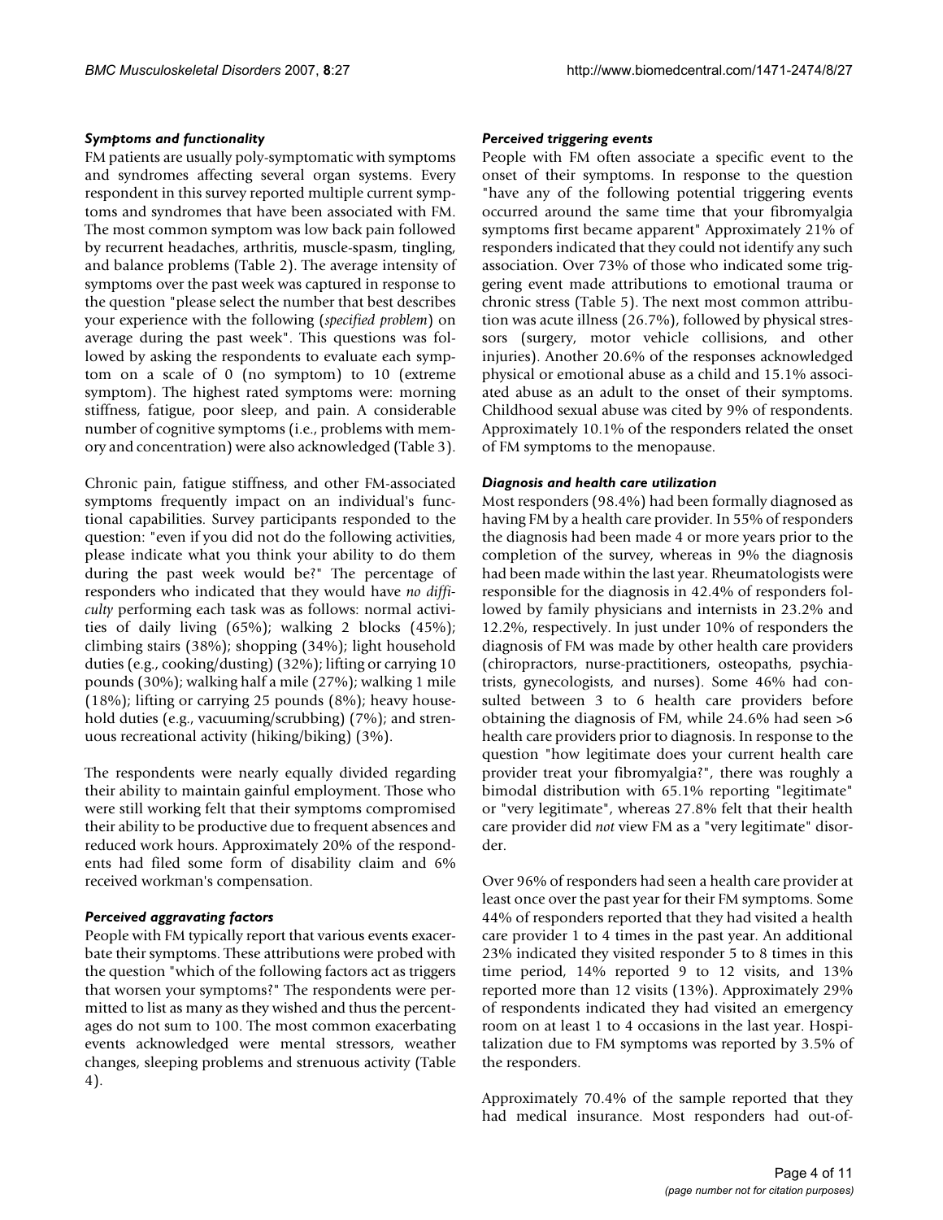### *Symptoms and functionality*

FM patients are usually poly-symptomatic with symptoms and syndromes affecting several organ systems. Every respondent in this survey reported multiple current symptoms and syndromes that have been associated with FM. The most common symptom was low back pain followed by recurrent headaches, arthritis, muscle-spasm, tingling, and balance problems (Table 2). The average intensity of symptoms over the past week was captured in response to the question "please select the number that best describes your experience with the following (*specified problem*) on average during the past week". This questions was followed by asking the respondents to evaluate each symptom on a scale of 0 (no symptom) to 10 (extreme symptom). The highest rated symptoms were: morning stiffness, fatigue, poor sleep, and pain. A considerable number of cognitive symptoms (i.e., problems with memory and concentration) were also acknowledged (Table 3).

Chronic pain, fatigue stiffness, and other FM-associated symptoms frequently impact on an individual's functional capabilities. Survey participants responded to the question: "even if you did not do the following activities, please indicate what you think your ability to do them during the past week would be?" The percentage of responders who indicated that they would have *no difficulty* performing each task was as follows: normal activities of daily living (65%); walking 2 blocks (45%); climbing stairs (38%); shopping (34%); light household duties (e.g., cooking/dusting) (32%); lifting or carrying 10 pounds (30%); walking half a mile (27%); walking 1 mile (18%); lifting or carrying 25 pounds (8%); heavy household duties (e.g., vacuuming/scrubbing) (7%); and strenuous recreational activity (hiking/biking) (3%).

The respondents were nearly equally divided regarding their ability to maintain gainful employment. Those who were still working felt that their symptoms compromised their ability to be productive due to frequent absences and reduced work hours. Approximately 20% of the respondents had filed some form of disability claim and 6% received workman's compensation.

### *Perceived aggravating factors*

People with FM typically report that various events exacerbate their symptoms. These attributions were probed with the question "which of the following factors act as triggers that worsen your symptoms?" The respondents were permitted to list as many as they wished and thus the percentages do not sum to 100. The most common exacerbating events acknowledged were mental stressors, weather changes, sleeping problems and strenuous activity (Table 4).

### *Perceived triggering events*

People with FM often associate a specific event to the onset of their symptoms. In response to the question "have any of the following potential triggering events occurred around the same time that your fibromyalgia symptoms first became apparent" Approximately 21% of responders indicated that they could not identify any such association. Over 73% of those who indicated some triggering event made attributions to emotional trauma or chronic stress (Table 5). The next most common attribution was acute illness (26.7%), followed by physical stressors (surgery, motor vehicle collisions, and other injuries). Another 20.6% of the responses acknowledged physical or emotional abuse as a child and 15.1% associated abuse as an adult to the onset of their symptoms. Childhood sexual abuse was cited by 9% of respondents. Approximately 10.1% of the responders related the onset of FM symptoms to the menopause.

### *Diagnosis and health care utilization*

Most responders (98.4%) had been formally diagnosed as having FM by a health care provider. In 55% of responders the diagnosis had been made 4 or more years prior to the completion of the survey, whereas in 9% the diagnosis had been made within the last year. Rheumatologists were responsible for the diagnosis in 42.4% of responders followed by family physicians and internists in 23.2% and 12.2%, respectively. In just under 10% of responders the diagnosis of FM was made by other health care providers (chiropractors, nurse-practitioners, osteopaths, psychiatrists, gynecologists, and nurses). Some 46% had consulted between 3 to 6 health care providers before obtaining the diagnosis of FM, while 24.6% had seen >6 health care providers prior to diagnosis. In response to the question "how legitimate does your current health care provider treat your fibromyalgia?", there was roughly a bimodal distribution with 65.1% reporting "legitimate" or "very legitimate", whereas 27.8% felt that their health care provider did *not* view FM as a "very legitimate" disorder.

Over 96% of responders had seen a health care provider at least once over the past year for their FM symptoms. Some 44% of responders reported that they had visited a health care provider 1 to 4 times in the past year. An additional 23% indicated they visited responder 5 to 8 times in this time period, 14% reported 9 to 12 visits, and 13% reported more than 12 visits (13%). Approximately 29% of responders indicated they had visited an emergency room on at least 1 to 4 occasions in the last year. Hospitalization due to FM symptoms was reported by 3.5% of the responders.

Approximately 70.4% of the sample reported that they had medical insurance. Most responders had out-of-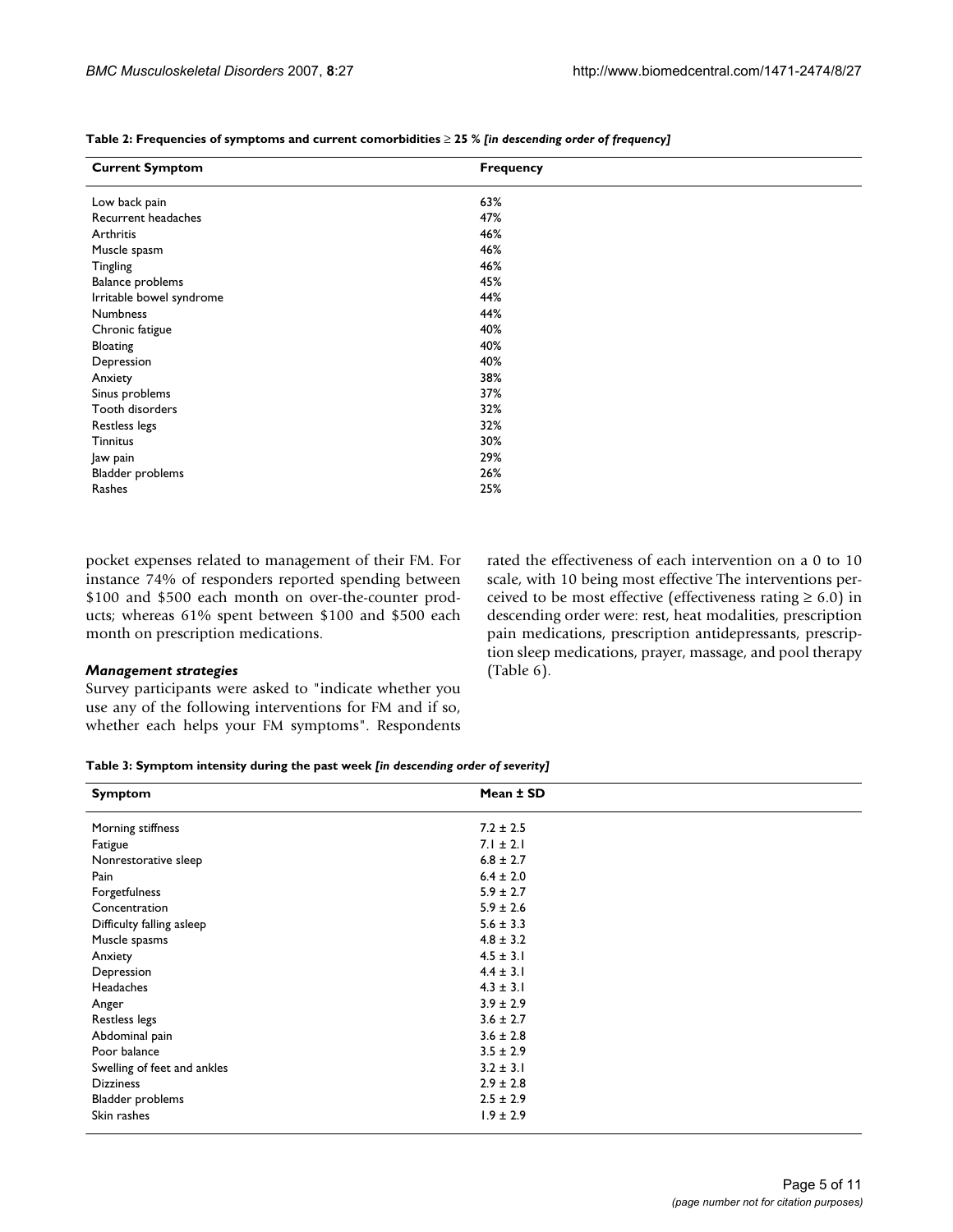**Table 2: Frequencies of symptoms and current comorbidities ≥ 25 %** ***[in descending order of frequency]***

| Current Symptom | Frequency |
| --- | --- |
| Low back pain | 63% |
| Recurrent headaches | 47% |
| Arthritis | 46% |
| Muscle spasm | 46% |
| Tingling | 46% |
| Balance problems | 45% |
| Irritable bowel syndrome | 44% |
| Numbness | 44% |
| Chronic fatigue | 40% |
| Bloating | 40% |
| Depression | 40% |
| Anxiety | 38% |
| Sinus problems | 37% |
| Tooth disorders | 32% |
| Restless legs | 32% |
| Tinnitus | 30% |
| Jaw pain | 29% |
| Bladder problems | 26% |
| Rashes | 25% |

pocket expenses related to management of their FM. For instance 74% of responders reported spending between \$100 and \$500 each month on over-the-counter products; whereas 61% spent between \$100 and \$500 each month on prescription medications.

### *Management strategies*

Survey participants were asked to "indicate whether you use any of the following interventions for FM and if so, whether each helps your FM symptoms". Respondents rated the effectiveness of each intervention on a 0 to 10 scale, with 10 being most effective The interventions perceived to be most effective (effectiveness rating ≥ 6.0) in descending order were: rest, heat modalities, prescription pain medications, prescription antidepressants, prescription sleep medications, prayer, massage, and pool therapy (Table 6).

**Table 3: Symptom intensity during the past week** ***[in descending order of severity]***

| Symptom | Mean ± SD |
| --- | --- |
| Morning stiffness | 7.2 ± 2.5 |
| Fatigue | 7.1 ± 2.1 |
| Nonrestorative sleep | 6.8 ± 2.7 |
| Pain | 6.4 ± 2.0 |
| Forgetfulness | 5.9 ± 2.7 |
| Concentration | 5.9 ± 2.6 |
| Difficulty falling asleep | 5.6 ± 3.3 |
| Muscle spasms | 4.8 ± 3.2 |
| Anxiety | 4.5 ± 3.1 |
| Depression | 4.4 ± 3.1 |
| Headaches | 4.3 ± 3.1 |
| Anger | 3.9 ± 2.9 |
| Restless legs | 3.6 ± 2.7 |
| Abdominal pain | 3.6 ± 2.8 |
| Poor balance | 3.5 ± 2.9 |
| Swelling of feet and ankles | 3.2 ± 3.1 |
| Dizziness | 2.9 ± 2.8 |
| Bladder problems | 2.5 ± 2.9 |
| Skin rashes | 1.9 ± 2.9 |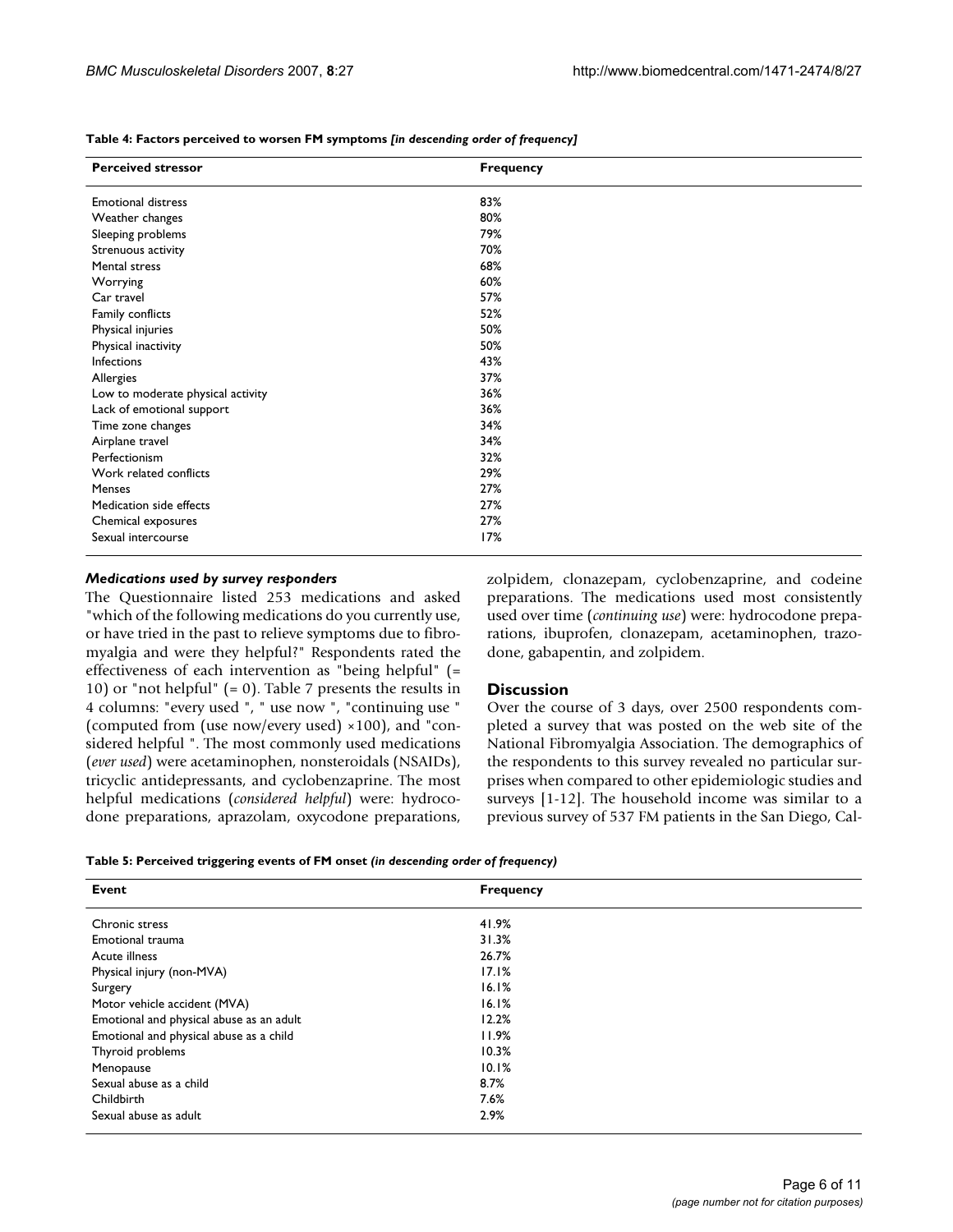**Table 4: Factors perceived to worsen FM symptoms *[in descending order of frequency]***

| Perceived stressor | Frequency |
| --- | --- |
| Emotional distress | 83% |
| Weather changes | 80% |
| Sleeping problems | 79% |
| Strenuous activity | 70% |
| Mental stress | 68% |
| Worrying | 60% |
| Car travel | 57% |
| Family conflicts | 52% |
| Physical injuries | 50% |
| Physical inactivity | 50% |
| Infections | 43% |
| Allergies | 37% |
| Low to moderate physical activity | 36% |
| Lack of emotional support | 36% |
| Time zone changes | 34% |
| Airplane travel | 34% |
| Perfectionism | 32% |
| Work related conflicts | 29% |
| Menses | 27% |
| Medication side effects | 27% |
| Chemical exposures | 27% |
| Sexual intercourse | 17% |

### *Medications used by survey responders*

The Questionnaire listed 253 medications and asked "which of the following medications do you currently use, or have tried in the past to relieve symptoms due to fibromyalgia and were they helpful?" Respondents rated the effectiveness of each intervention as "being helpful" (= 10) or "not helpful" (= 0). Table 7 presents the results in 4 columns: "every used ", " use now ", "continuing use " (computed from (use now/every used) ×100), and "considered helpful ". The most commonly used medications (*ever used*) were acetaminophen, nonsteroidals (NSAIDs), tricyclic antidepressants, and cyclobenzaprine. The most helpful medications (*considered helpful*) were: hydrocodone preparations, aprazolam, oxycodone preparations, zolpidem, clonazepam, cyclobenzaprine, and codeine preparations. The medications used most consistently used over time (*continuing use*) were: hydrocodone preparations, ibuprofen, clonazepam, acetaminophen, trazodone, gabapentin, and zolpidem.

## Discussion

Over the course of 3 days, over 2500 respondents completed a survey that was posted on the web site of the National Fibromyalgia Association. The demographics of the respondents to this survey revealed no particular surprises when compared to other epidemiologic studies and surveys [1-12]. The household income was similar to a previous survey of 537 FM patients in the San Diego, Cal-

**Table 5: Perceived triggering events of FM onset *(in descending order of frequency)***

| Event | Frequency |
| --- | --- |
| Chronic stress | 41.9% |
| Emotional trauma | 31.3% |
| Acute illness | 26.7% |
| Physical injury (non-MVA) | 17.1% |
| Surgery | 16.1% |
| Motor vehicle accident (MVA) | 16.1% |
| Emotional and physical abuse as an adult | 12.2% |
| Emotional and physical abuse as a child | 11.9% |
| Thyroid problems | 10.3% |
| Menopause | 10.1% |
| Sexual abuse as a child | 8.7% |
| Childbirth | 7.6% |
| Sexual abuse as adult | 2.9% |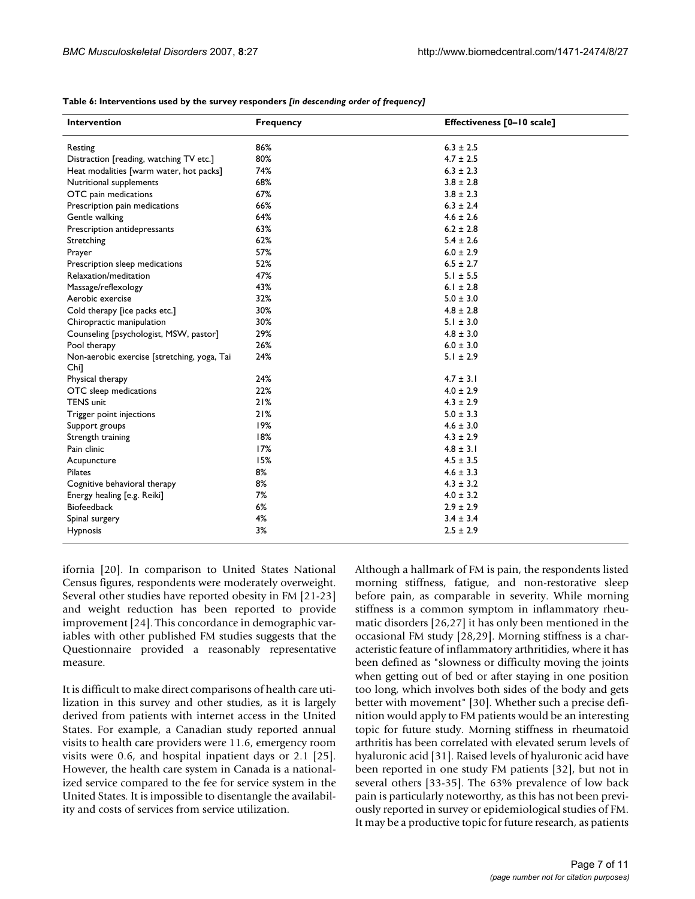**Table 6: Interventions used by the survey responders *[in descending order of frequency]***

| Intervention | Frequency | Effectiveness [0–10 scale] |
| --- | --- | --- |
| Resting | 86% | 6.3 ± 2.5 |
| Distraction [reading, watching TV etc.] | 80% | 4.7 ± 2.5 |
| Heat modalities [warm water, hot packs] | 74% | 6.3 ± 2.3 |
| Nutritional supplements | 68% | 3.8 ± 2.8 |
| OTC pain medications | 67% | 3.8 ± 2.3 |
| Prescription pain medications | 66% | 6.3 ± 2.4 |
| Gentle walking | 64% | 4.6 ± 2.6 |
| Prescription antidepressants | 63% | 6.2 ± 2.8 |
| Stretching | 62% | 5.4 ± 2.6 |
| Prayer | 57% | 6.0 ± 2.9 |
| Prescription sleep medications | 52% | 6.5 ± 2.7 |
| Relaxation/meditation | 47% | 5.1 ± 5.5 |
| Massage/reflexology | 43% | 6.1 ± 2.8 |
| Aerobic exercise | 32% | 5.0 ± 3.0 |
| Cold therapy [ice packs etc.] | 30% | 4.8 ± 2.8 |
| Chiropractic manipulation | 30% | 5.1 ± 3.0 |
| Counseling [psychologist, MSW, pastor] | 29% | 4.8 ± 3.0 |
| Pool therapy | 26% | 6.0 ± 3.0 |
| Non-aerobic exercise [stretching, yoga, Tai Chi] | 24% | 5.1 ± 2.9 |
| Physical therapy | 24% | 4.7 ± 3.1 |
| OTC sleep medications | 22% | 4.0 ± 2.9 |
| TENS unit | 21% | 4.3 ± 2.9 |
| Trigger point injections | 21% | 5.0 ± 3.3 |
| Support groups | 19% | 4.6 ± 3.0 |
| Strength training | 18% | 4.3 ± 2.9 |
| Pain clinic | 17% | 4.8 ± 3.1 |
| Acupuncture | 15% | 4.5 ± 3.5 |
| Pilates | 8% | 4.6 ± 3.3 |
| Cognitive behavioral therapy | 8% | 4.3 ± 3.2 |
| Energy healing [e.g. Reiki] | 7% | 4.0 ± 3.2 |
| Biofeedback | 6% | 2.9 ± 2.9 |
| Spinal surgery | 4% | 3.4 ± 3.4 |
| Hypnosis | 3% | 2.5 ± 2.9 |

ifornia [20]. In comparison to United States National Census figures, respondents were moderately overweight. Several other studies have reported obesity in FM [21-23] and weight reduction has been reported to provide improvement [24]. This concordance in demographic variables with other published FM studies suggests that the Questionnaire provided a reasonably representative measure.

It is difficult to make direct comparisons of health care utilization in this survey and other studies, as it is largely derived from patients with internet access in the United States. For example, a Canadian study reported annual visits to health care providers were 11.6, emergency room visits were 0.6, and hospital inpatient days or 2.1 [25]. However, the health care system in Canada is a nationalized service compared to the fee for service system in the United States. It is impossible to disentangle the availability and costs of services from service utilization.

Although a hallmark of FM is pain, the respondents listed morning stiffness, fatigue, and non-restorative sleep before pain, as comparable in severity. While morning stiffness is a common symptom in inflammatory rheumatic disorders [26,27] it has only been mentioned in the occasional FM study [28,29]. Morning stiffness is a characteristic feature of inflammatory arthritidies, where it has been defined as "slowness or difficulty moving the joints when getting out of bed or after staying in one position too long, which involves both sides of the body and gets better with movement" [30]. Whether such a precise definition would apply to FM patients would be an interesting topic for future study. Morning stiffness in rheumatoid arthritis has been correlated with elevated serum levels of hyaluronic acid [31]. Raised levels of hyaluronic acid have been reported in one study FM patients [32], but not in several others [33-35]. The 63% prevalence of low back pain is particularly noteworthy, as this has not been previously reported in survey or epidemiological studies of FM. It may be a productive topic for future research, as patients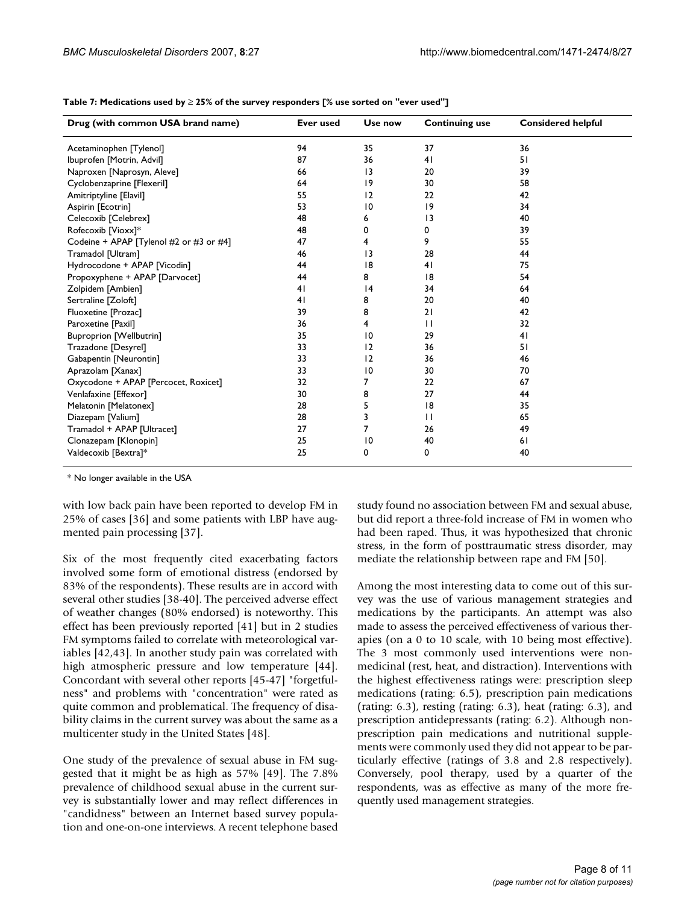**Table 7: Medications used by ≥ 25% of the survey responders [% use sorted on "ever used"]**

| Drug (with common USA brand name) | Ever used | Use now | Continuing use | Considered helpful |
| --- | --- | --- | --- | --- |
| Acetaminophen [Tylenol] | 94 | 35 | 37 | 36 |
| Ibuprofen [Motrin, Advil] | 87 | 36 | 41 | 51 |
| Naproxen [Naprosyn, Aleve] | 66 | 13 | 20 | 39 |
| Cyclobenzaprine [Flexeril] | 64 | 19 | 30 | 58 |
| Amitriptyline [Elavil] | 55 | 12 | 22 | 42 |
| Aspirin [Ecotrin] | 53 | 10 | 19 | 34 |
| Celecoxib [Celebrex] | 48 | 6 | 13 | 40 |
| Rofecoxib [Vioxx]* | 48 | 0 | 0 | 39 |
| Codeine + APAP [Tylenol #2 or #3 or #4] | 47 | 4 | 9 | 55 |
| Tramadol [Ultram] | 46 | 13 | 28 | 44 |
| Hydrocodone + APAP [Vicodin] | 44 | 18 | 41 | 75 |
| Propoxyphene + APAP [Darvocet] | 44 | 8 | 18 | 54 |
| Zolpidem [Ambien] | 41 | 14 | 34 | 64 |
| Sertraline [Zoloft] | 41 | 8 | 20 | 40 |
| Fluoxetine [Prozac] | 39 | 8 | 21 | 42 |
| Paroxetine [Paxil] | 36 | 4 | 11 | 32 |
| Buproprion [Wellbutrin] | 35 | 10 | 29 | 41 |
| Trazadone [Desyrel] | 33 | 12 | 36 | 51 |
| Gabapentin [Neurontin] | 33 | 12 | 36 | 46 |
| Aprazolam [Xanax] | 33 | 10 | 30 | 70 |
| Oxycodone + APAP [Percocet, Roxicet] | 32 | 7 | 22 | 67 |
| Venlafaxine [Effexor] | 30 | 8 | 27 | 44 |
| Melatonin [Melatonex] | 28 | 5 | 18 | 35 |
| Diazepam [Valium] | 28 | 3 | 11 | 65 |
| Tramadol + APAP [Ultracet] | 27 | 7 | 26 | 49 |
| Clonazepam [Klonopin] | 25 | 10 | 40 | 61 |
| Valdecoxib [Bextra]* | 25 | 0 | 0 | 40 |

\* No longer available in the USA

with low back pain have been reported to develop FM in 25% of cases [36] and some patients with LBP have augmented pain processing [37].

Six of the most frequently cited exacerbating factors involved some form of emotional distress (endorsed by 83% of the respondents). These results are in accord with several other studies [38-40]. The perceived adverse effect of weather changes (80% endorsed) is noteworthy. This effect has been previously reported [41] but in 2 studies FM symptoms failed to correlate with meteorological variables [42,43]. In another study pain was correlated with high atmospheric pressure and low temperature [44]. Concordant with several other reports [45-47] "forgetfulness" and problems with "concentration" were rated as quite common and problematical. The frequency of disability claims in the current survey was about the same as a multicenter study in the United States [48].

One study of the prevalence of sexual abuse in FM suggested that it might be as high as 57% [49]. The 7.8% prevalence of childhood sexual abuse in the current survey is substantially lower and may reflect differences in "candidness" between an Internet based survey population and one-on-one interviews. A recent telephone based study found no association between FM and sexual abuse, but did report a three-fold increase of FM in women who had been raped. Thus, it was hypothesized that chronic stress, in the form of posttraumatic stress disorder, may mediate the relationship between rape and FM [50].

Among the most interesting data to come out of this survey was the use of various management strategies and medications by the participants. An attempt was also made to assess the perceived effectiveness of various therapies (on a 0 to 10 scale, with 10 being most effective). The 3 most commonly used interventions were non-medicinal (rest, heat, and distraction). Interventions with the highest effectiveness ratings were: prescription sleep medications (rating: 6.5), prescription pain medications (rating: 6.3), resting (rating: 6.3), heat (rating: 6.3), and prescription antidepressants (rating: 6.2). Although non-prescription pain medications and nutritional supplements were commonly used they did not appear to be particularly effective (ratings of 3.8 and 2.8 respectively). Conversely, pool therapy, used by a quarter of the respondents, was as effective as many of the more frequently used management strategies.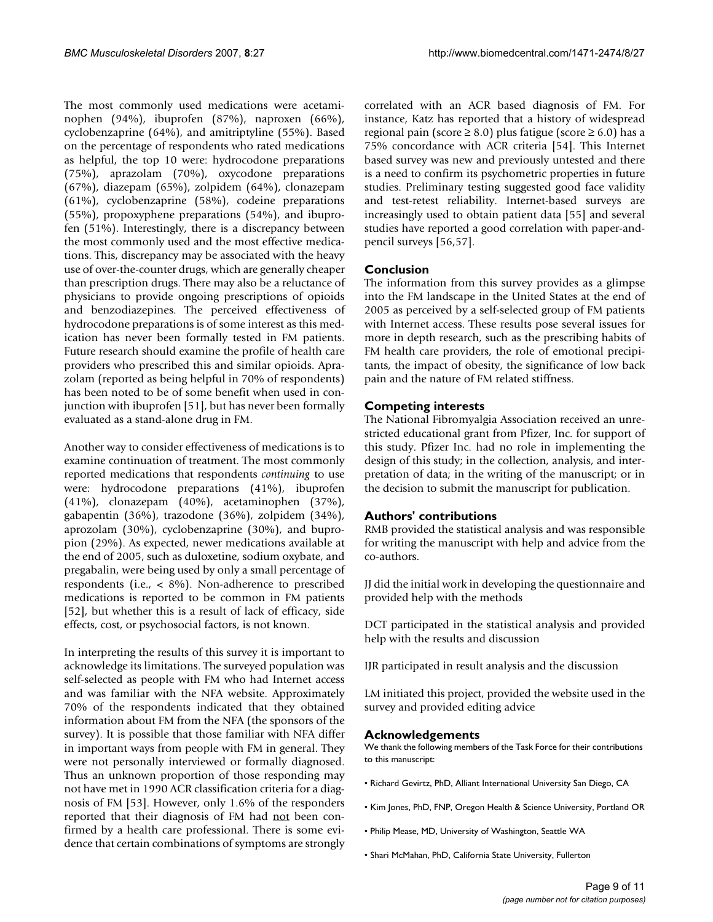The most commonly used medications were acetaminophen (94%), ibuprofen (87%), naproxen (66%), cyclobenzaprine (64%), and amitriptyline (55%). Based on the percentage of respondents who rated medications as helpful, the top 10 were: hydrocodone preparations (75%), aprazolam (70%), oxycodone preparations (67%), diazepam (65%), zolpidem (64%), clonazepam (61%), cyclobenzaprine (58%), codeine preparations (55%), propoxyphene preparations (54%), and ibuprofen (51%). Interestingly, there is a discrepancy between the most commonly used and the most effective medications. This, discrepancy may be associated with the heavy use of over-the-counter drugs, which are generally cheaper than prescription drugs. There may also be a reluctance of physicians to provide ongoing prescriptions of opioids and benzodiazepines. The perceived effectiveness of hydrocodone preparations is of some interest as this medication has never been formally tested in FM patients. Future research should examine the profile of health care providers who prescribed this and similar opioids. Aprazolam (reported as being helpful in 70% of respondents) has been noted to be of some benefit when used in conjunction with ibuprofen [51], but has never been formally evaluated as a stand-alone drug in FM.

Another way to consider effectiveness of medications is to examine continuation of treatment. The most commonly reported medications that respondents *continuing* to use were: hydrocodone preparations (41%), ibuprofen (41%), clonazepam (40%), acetaminophen (37%), gabapentin (36%), trazodone (36%), zolpidem (34%), aprozolam (30%), cyclobenzaprine (30%), and bupropion (29%). As expected, newer medications available at the end of 2005, such as duloxetine, sodium oxybate, and pregabalin, were being used by only a small percentage of respondents (i.e., < 8%). Non-adherence to prescribed medications is reported to be common in FM patients [52], but whether this is a result of lack of efficacy, side effects, cost, or psychosocial factors, is not known.

In interpreting the results of this survey it is important to acknowledge its limitations. The surveyed population was self-selected as people with FM who had Internet access and was familiar with the NFA website. Approximately 70% of the respondents indicated that they obtained information about FM from the NFA (the sponsors of the survey). It is possible that those familiar with NFA differ in important ways from people with FM in general. They were not personally interviewed or formally diagnosed. Thus an unknown proportion of those responding may not have met in 1990 ACR classification criteria for a diagnosis of FM [53]. However, only 1.6% of the responders reported that their diagnosis of FM had not been confirmed by a health care professional. There is some evidence that certain combinations of symptoms are strongly correlated with an ACR based diagnosis of FM. For instance, Katz has reported that a history of widespread regional pain (score ≥ 8.0) plus fatigue (score ≥ 6.0) has a 75% concordance with ACR criteria [54]. This Internet based survey was new and previously untested and there is a need to confirm its psychometric properties in future studies. Preliminary testing suggested good face validity and test-retest reliability. Internet-based surveys are increasingly used to obtain patient data [55] and several studies have reported a good correlation with paper-and-pencil surveys [56,57].

## Conclusion

The information from this survey provides as a glimpse into the FM landscape in the United States at the end of 2005 as perceived by a self-selected group of FM patients with Internet access. These results pose several issues for more in depth research, such as the prescribing habits of FM health care providers, the role of emotional precipitants, the impact of obesity, the significance of low back pain and the nature of FM related stiffness.

## Competing interests

The National Fibromyalgia Association received an unrestricted educational grant from Pfizer, Inc. for support of this study. Pfizer Inc. had no role in implementing the design of this study; in the collection, analysis, and interpretation of data; in the writing of the manuscript; or in the decision to submit the manuscript for publication.

## Authors' contributions

RMB provided the statistical analysis and was responsible for writing the manuscript with help and advice from the co-authors.

JJ did the initial work in developing the questionnaire and provided help with the methods

DCT participated in the statistical analysis and provided help with the results and discussion

IJR participated in result analysis and the discussion

LM initiated this project, provided the website used in the survey and provided editing advice

## Acknowledgements

We thank the following members of the Task Force for their contributions to this manuscript:

- Richard Gevirtz, PhD, Alliant International University San Diego, CA
- Kim Jones, PhD, FNP, Oregon Health & Science University, Portland OR
- Philip Mease, MD, University of Washington, Seattle WA
- Shari McMahan, PhD, California State University, Fullerton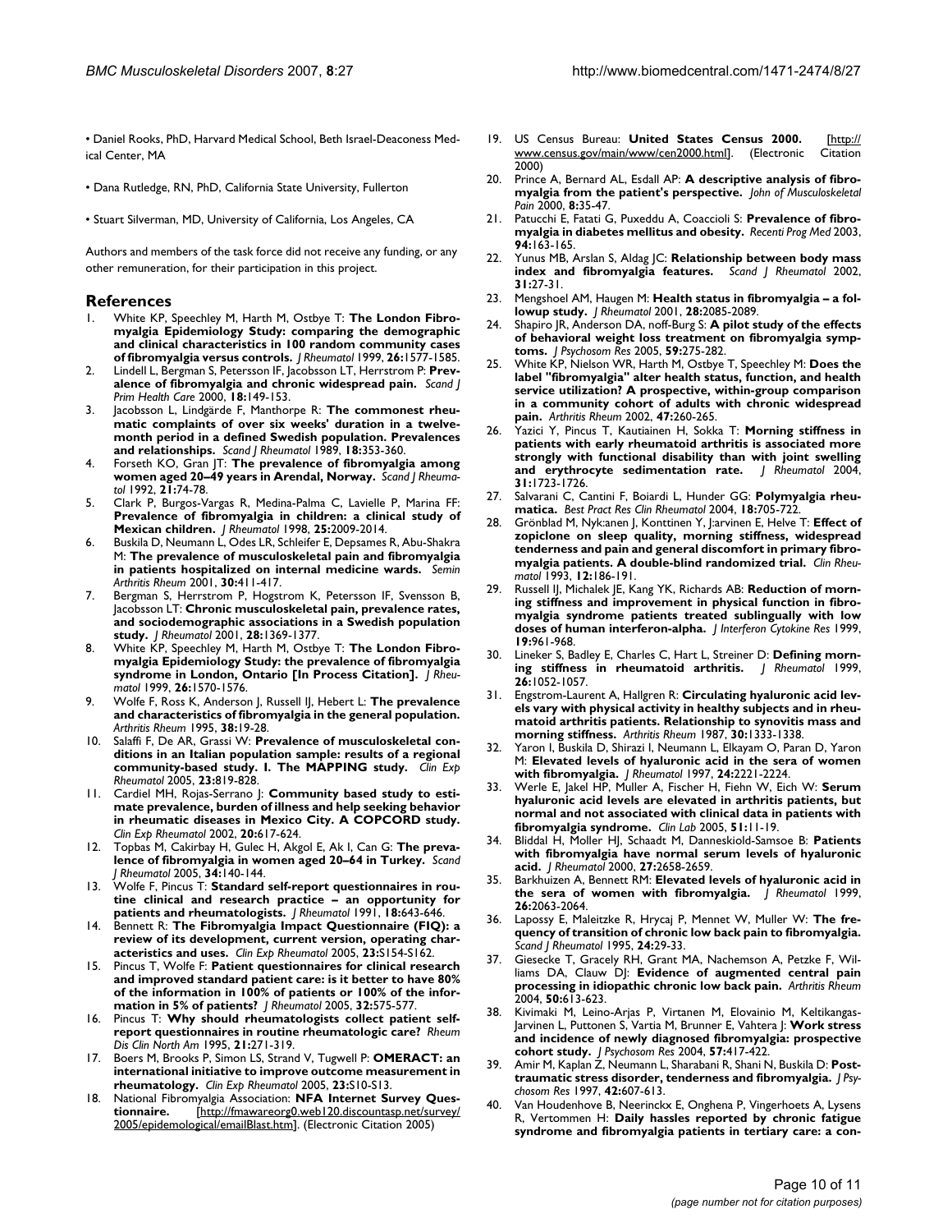• Daniel Rooks, PhD, Harvard Medical School, Beth Israel-Deaconess Medical Center, MA

• Dana Rutledge, RN, PhD, California State University, Fullerton

• Stuart Silverman, MD, University of California, Los Angeles, CA

Authors and members of the task force did not receive any funding, or any other remuneration, for their participation in this project.

## References

1. White KP, Speechley M, Harth M, Ostbye T: **The London Fibromyalgia Epidemiology Study: comparing the demographic and clinical characteristics in 100 random community cases of fibromyalgia versus controls.** *J Rheumatol* 1999, **26:**1577-1585.
2. Lindell L, Bergman S, Petersson IF, Jacobsson LT, Herrstrom P: **Prevalence of fibromyalgia and chronic widespread pain.** *Scand J Prim Health Care* 2000, **18:**149-153.
3. Jacobsson L, Lindgärde F, Manthorpe R: **The commonest rheumatic complaints of over six weeks' duration in a twelve-month period in a defined Swedish population. Prevalences and relationships.** *Scand J Rheumatol* 1989, **18:**353-360.
4. Forseth KO, Gran JT: **The prevalence of fibromyalgia among women aged 20–49 years in Arendal, Norway.** *Scand J Rheumatol* 1992, **21:**74-78.
5. Clark P, Burgos-Vargas R, Medina-Palma C, Lavielle P, Marina FF: **Prevalence of fibromyalgia in children: a clinical study of Mexican children.** *J Rheumatol* 1998, **25:**2009-2014.
6. Buskila D, Neumann L, Odes LR, Schleifer E, Depsames R, Abu-Shakra M: **The prevalence of musculoskeletal pain and fibromyalgia in patients hospitalized on internal medicine wards.** *Semin Arthritis Rheum* 2001, **30:**411-417.
7. Bergman S, Herrstrom P, Hogstrom K, Petersson IF, Svensson B, Jacobsson LT: **Chronic musculoskeletal pain, prevalence rates, and sociodemographic associations in a Swedish population study.** *J Rheumatol* 2001, **28:**1369-1377.
8. White KP, Speechley M, Harth M, Ostbye T: **The London Fibromyalgia Epidemiology Study: the prevalence of fibromyalgia syndrome in London, Ontario [In Process Citation].** *J Rheumatol* 1999, **26:**1570-1576.
9. Wolfe F, Ross K, Anderson J, Russell IJ, Hebert L: **The prevalence and characteristics of fibromyalgia in the general population.** *Arthritis Rheum* 1995, **38:**19-28.
10. Salaffi F, De AR, Grassi W: **Prevalence of musculoskeletal conditions in an Italian population sample: results of a regional community-based study. I. The MAPPING study.** *Clin Exp Rheumatol* 2005, **23:**819-828.
11. Cardiel MH, Rojas-Serrano J: **Community based study to estimate prevalence, burden of illness and help seeking behavior in rheumatic diseases in Mexico City. A COPCORD study.** *Clin Exp Rheumatol* 2002, **20:**617-624.
12. Topbas M, Cakirbay H, Gulec H, Akgol E, Ak I, Can G: **The prevalence of fibromyalgia in women aged 20–64 in Turkey.** *Scand J Rheumatol* 2005, **34:**140-144.
13. Wolfe F, Pincus T: **Standard self-report questionnaires in routine clinical and research practice – an opportunity for patients and rheumatologists.** *J Rheumatol* 1991, **18:**643-646.
14. Bennett R: **The Fibromyalgia Impact Questionnaire (FIQ): a review of its development, current version, operating characteristics and uses.** *Clin Exp Rheumatol* 2005, **23:**S154-S162.
15. Pincus T, Wolfe F: **Patient questionnaires for clinical research and improved standard patient care: is it better to have 80% of the information in 100% of patients or 100% of the information in 5% of patients?** *J Rheumatol* 2005, **32:**575-577.
16. Pincus T: **Why should rheumatologists collect patient self-report questionnaires in routine rheumatologic care?** *Rheum Dis Clin North Am* 1995, **21:**271-319.
17. Boers M, Brooks P, Simon LS, Strand V, Tugwell P: **OMERACT: an international initiative to improve outcome measurement in rheumatology.** *Clin Exp Rheumatol* 2005, **23:**S10-S13.
18. National Fibromyalgia Association: **NFA Internet Survey Questionnaire.** [http://fmawareorg0.web120.discountasp.net/survey/2005/epidemological/emailBlast.htm]. (Electronic Citation 2005)
19. US Census Bureau: **United States Census 2000.** [http://www.census.gov/main/www/cen2000.html]. (Electronic Citation 2000)
20. Prince A, Bernard AL, Esdall AP: **A descriptive analysis of fibromyalgia from the patient's perspective.** *John of Musculoskeletal Pain* 2000, **8:**35-47.
21. Patucchi E, Fatati G, Puxeddu A, Coaccioli S: **Prevalence of fibromyalgia in diabetes mellitus and obesity.** *Recenti Prog Med* 2003, **94:**163-165.
22. Yunus MB, Arslan S, Aldag JC: **Relationship between body mass index and fibromyalgia features.** *Scand J Rheumatol* 2002, **31:**27-31.
23. Mengshoel AM, Haugen M: **Health status in fibromyalgia – a followup study.** *J Rheumatol* 2001, **28:**2085-2089.
24. Shapiro JR, Anderson DA, noff-Burg S: **A pilot study of the effects of behavioral weight loss treatment on fibromyalgia symptoms.** *J Psychosom Res* 2005, **59:**275-282.
25. White KP, Nielson WR, Harth M, Ostbye T, Speechley M: **Does the label "fibromyalgia" alter health status, function, and health service utilization? A prospective, within-group comparison in a community cohort of adults with chronic widespread pain.** *Arthritis Rheum* 2002, **47:**260-265.
26. Yazici Y, Pincus T, Kautiainen H, Sokka T: **Morning stiffness in patients with early rheumatoid arthritis is associated more strongly with functional disability than with joint swelling and erythrocyte sedimentation rate.** *J Rheumatol* 2004, **31:**1723-1726.
27. Salvarani C, Cantini F, Boiardi L, Hunder GG: **Polymyalgia rheumatica.** *Best Pract Res Clin Rheumatol* 2004, **18:**705-722.
28. Grönblad M, Nyk:anen J, Konttinen Y, J:arvinen E, Helve T: **Effect of zopiclone on sleep quality, morning stiffness, widespread tenderness and pain and general discomfort in primary fibromyalgia patients. A double-blind randomized trial.** *Clin Rheumatol* 1993, **12:**186-191.
29. Russell IJ, Michalek JE, Kang YK, Richards AB: **Reduction of morning stiffness and improvement in physical function in fibromyalgia syndrome patients treated sublingually with low doses of human interferon-alpha.** *J Interferon Cytokine Res* 1999, **19:**961-968.
30. Lineker S, Badley E, Charles C, Hart L, Streiner D: **Defining morning stiffness in rheumatoid arthritis.** *J Rheumatol* 1999, **26:**1052-1057.
31. Engstrom-Laurent A, Hallgren R: **Circulating hyaluronic acid levels vary with physical activity in healthy subjects and in rheumatoid arthritis patients. Relationship to synovitis mass and morning stiffness.** *Arthritis Rheum* 1987, **30:**1333-1338.
32. Yaron I, Buskila D, Shirazi I, Neumann L, Elkayam O, Paran D, Yaron M: **Elevated levels of hyaluronic acid in the sera of women with fibromyalgia.** *J Rheumatol* 1997, **24:**2221-2224.
33. Werle E, Jakel HP, Muller A, Fischer H, Fiehn W, Eich W: **Serum hyaluronic acid levels are elevated in arthritis patients, but normal and not associated with clinical data in patients with fibromyalgia syndrome.** *Clin Lab* 2005, **51:**11-19.
34. Bliddal H, Moller HJ, Schaadt M, Danneskiold-Samsoe B: **Patients with fibromyalgia have normal serum levels of hyaluronic acid.** *J Rheumatol* 2000, **27:**2658-2659.
35. Barkhuizen A, Bennett RM: **Elevated levels of hyaluronic acid in the sera of women with fibromyalgia.** *J Rheumatol* 1999, **26:**2063-2064.
36. Lapossy E, Maleitzke R, Hrycaj P, Mennet W, Muller W: **The frequency of transition of chronic low back pain to fibromyalgia.** *Scand J Rheumatol* 1995, **24:**29-33.
37. Giesecke T, Gracely RH, Grant MA, Nachemson A, Petzke F, Williams DA, Clauw DJ: **Evidence of augmented central pain processing in idiopathic chronic low back pain.** *Arthritis Rheum* 2004, **50:**613-623.
38. Kivimaki M, Leino-Arjas P, Virtanen M, Elovainio M, Keltikangas-Jarvinen L, Puttonen S, Vartia M, Brunner E, Vahtera J: **Work stress and incidence of newly diagnosed fibromyalgia: prospective cohort study.** *J Psychosom Res* 2004, **57:**417-422.
39. Amir M, Kaplan Z, Neumann L, Sharabani R, Shani N, Buskila D: **Posttraumatic stress disorder, tenderness and fibromyalgia.** *J Psychosom Res* 1997, **42:**607-613.
40. Van Houdenhove B, Neerinckx E, Onghena P, Vingerhoets A, Lysens R, Vertommen H: **Daily hassles reported by chronic fatigue syndrome and fibromyalgia patients in tertiary care: a con-**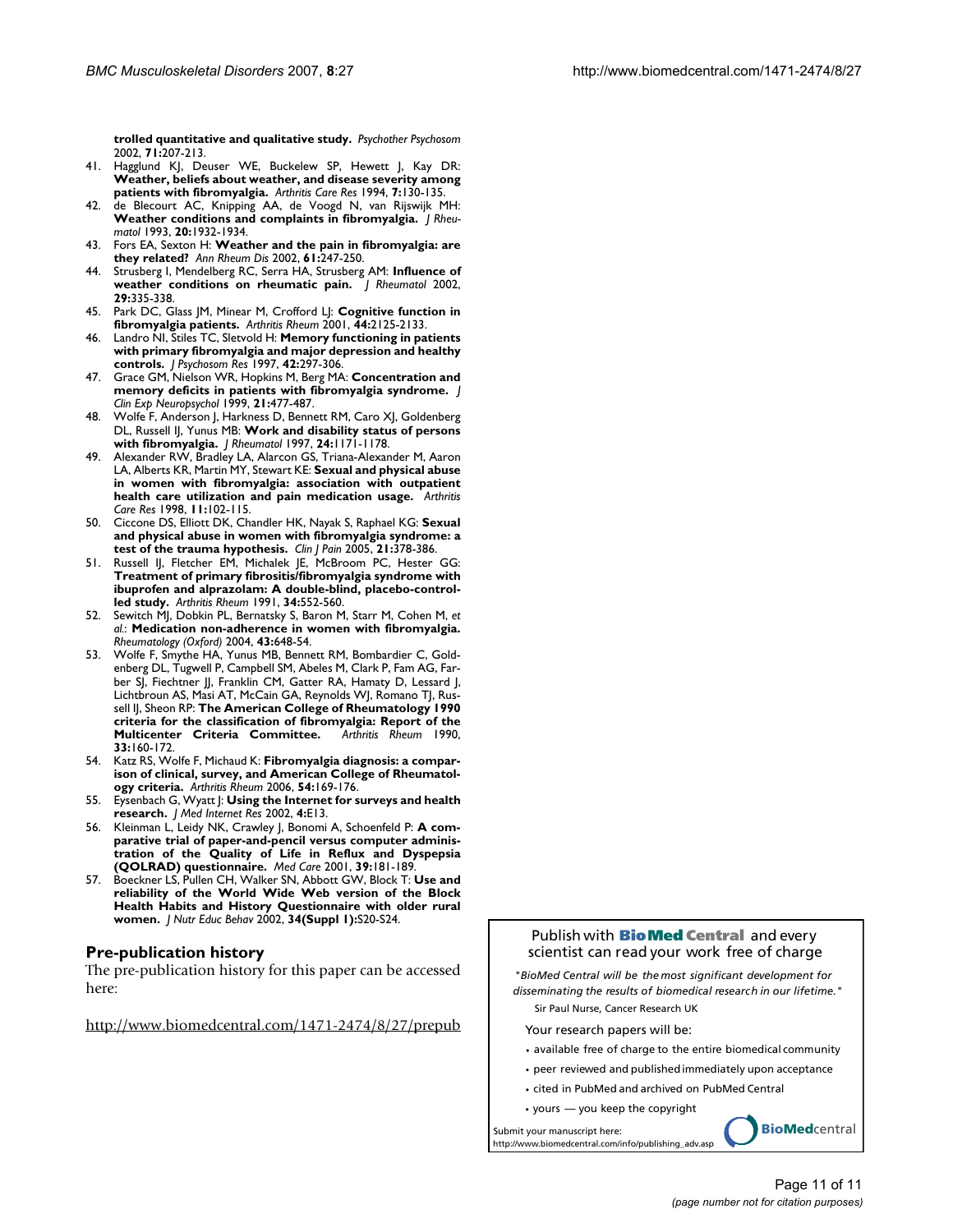**trolled quantitative and qualitative study.** *Psychother Psychosom* 2002, **71:**207-213.

41. Hagglund KJ, Deuser WE, Buckelew SP, Hewett J, Kay DR: **Weather, beliefs about weather, and disease severity among patients with fibromyalgia.** *Arthritis Care Res* 1994, **7:**130-135.
42. de Blecourt AC, Knipping AA, de Voogd N, van Rijswijk MH: **Weather conditions and complaints in fibromyalgia.** *J Rheumatol* 1993, **20:**1932-1934.
43. Fors EA, Sexton H: **Weather and the pain in fibromyalgia: are they related?** *Ann Rheum Dis* 2002, **61:**247-250.
44. Strusberg I, Mendelberg RC, Serra HA, Strusberg AM: **Influence of weather conditions on rheumatic pain.** *J Rheumatol* 2002, **29:**335-338.
45. Park DC, Glass JM, Minear M, Crofford LJ: **Cognitive function in fibromyalgia patients.** *Arthritis Rheum* 2001, **44:**2125-2133.
46. Landro NI, Stiles TC, Sletvold H: **Memory functioning in patients with primary fibromyalgia and major depression and healthy controls.** *J Psychosom Res* 1997, **42:**297-306.
47. Grace GM, Nielson WR, Hopkins M, Berg MA: **Concentration and memory deficits in patients with fibromyalgia syndrome.** *J Clin Exp Neuropsychol* 1999, **21:**477-487.
48. Wolfe F, Anderson J, Harkness D, Bennett RM, Caro XJ, Goldenberg DL, Russell IJ, Yunus MB: **Work and disability status of persons with fibromyalgia.** *J Rheumatol* 1997, **24:**1171-1178.
49. Alexander RW, Bradley LA, Alarcon GS, Triana-Alexander M, Aaron LA, Alberts KR, Martin MY, Stewart KE: **Sexual and physical abuse in women with fibromyalgia: association with outpatient health care utilization and pain medication usage.** *Arthritis Care Res* 1998, **11:**102-115.
50. Ciccone DS, Elliott DK, Chandler HK, Nayak S, Raphael KG: **Sexual and physical abuse in women with fibromyalgia syndrome: a test of the trauma hypothesis.** *Clin J Pain* 2005, **21:**378-386.
51. Russell IJ, Fletcher EM, Michalek JE, McBroom PC, Hester GG: **Treatment of primary fibrositis/fibromyalgia syndrome with ibuprofen and alprazolam: A double-blind, placebo-controlled study.** *Arthritis Rheum* 1991, **34:**552-560.
52. Sewitch MJ, Dobkin PL, Bernatsky S, Baron M, Starr M, Cohen M, *et al.*: **Medication non-adherence in women with fibromyalgia.** *Rheumatology (Oxford)* 2004, **43:**648-54.
53. Wolfe F, Smythe HA, Yunus MB, Bennett RM, Bombardier C, Goldenberg DL, Tugwell P, Campbell SM, Abeles M, Clark P, Fam AG, Farber SJ, Fiechtner JJ, Franklin CM, Gatter RA, Hamaty D, Lessard J, Lichtbroun AS, Masi AT, McCain GA, Reynolds WJ, Romano TJ, Russell IJ, Sheon RP: **The American College of Rheumatology 1990 criteria for the classification of fibromyalgia: Report of the Multicenter Criteria Committee.** *Arthritis Rheum* 1990, **33:**160-172.
54. Katz RS, Wolfe F, Michaud K: **Fibromyalgia diagnosis: a comparison of clinical, survey, and American College of Rheumatology criteria.** *Arthritis Rheum* 2006, **54:**169-176.
55. Eysenbach G, Wyatt J: **Using the Internet for surveys and health research.** *J Med Internet Res* 2002, **4:**E13.
56. Kleinman L, Leidy NK, Crawley J, Bonomi A, Schoenfeld P: **A comparative trial of paper-and-pencil versus computer administration of the Quality of Life in Reflux and Dyspepsia (QOLRAD) questionnaire.** *Med Care* 2001, **39:**181-189.
57. Boeckner LS, Pullen CH, Walker SN, Abbott GW, Block T: **Use and reliability of the World Wide Web version of the Block Health Habits and History Questionnaire with older rural women.** *J Nutr Educ Behav* 2002, **34(Suppl 1):**S20-S24.

## Pre-publication history

The pre-publication history for this paper can be accessed here:

http://www.biomedcentral.com/1471-2474/8/27/prepub

Publish with **BioMed Central** and every scientist can read your work free of charge

*"BioMed Central will be the most significant development for disseminating the results of biomedical research in our lifetime."*

Sir Paul Nurse, Cancer Research UK

Your research papers will be:

- available free of charge to the entire biomedical community
- peer reviewed and published immediately upon acceptance
- cited in PubMed and archived on PubMed Central
- yours — you keep the copyright

Submit your manuscript here:
http://www.biomedcentral.com/info/publishing_adv.asp

**BioMed**central